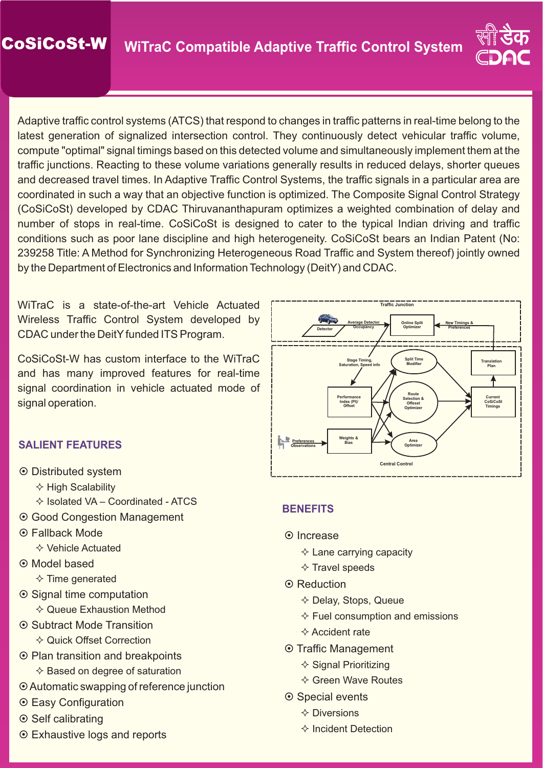# CoSiCoSt-W

## WiTraC Compatible Adaptive Traffic Control System

Adaptive traffic control systems (ATCS) that respond to changes in traffic patterns in real-time belong to the latest generation of signalized intersection control. They continuously detect vehicular traffic volume, compute "optimal" signal timings based on this detected volume and simultaneously implement them at the traffic junctions. Reacting to these volume variations generally results in reduced delays, shorter queues and decreased travel times. In Adaptive Traffic Control Systems, the traffic signals in a particular area are coordinated in such a way that an objective function is optimized. The Composite Signal Control Strategy (CoSiCoSt) developed by CDAC Thiruvananthapuram optimizes a weighted combination of delay and number of stops in real-time. CoSiCoSt is designed to cater to the typical Indian driving and traffic conditions such as poor lane discipline and high heterogeneity. CoSiCoSt bears an Indian Patent (No: 239258 Title: A Method for Synchronizing Heterogeneous Road Traffic and System thereof) jointly owned by the Department of Electronics and Information Technology (DeitY) and CDAC.

WiTraC is a state-of-the-art Vehicle Actuated Wireless Traffic Control System developed by CDAC under the DeitY funded ITS Program.

CoSiCoSt-W has custom interface to the WiTraC and has many improved features for real-time signal coordination in vehicle actuated mode of signal operation.

## SALIENT FEATURES

- Distributed system
  - High Scalability
  - Isolated VA – Coordinated - ATCS
- Good Congestion Management
- Fallback Mode
  - Vehicle Actuated
- Model based
  - Time generated
- Signal time computation
  - Queue Exhaustion Method
- Subtract Mode Transition
  - Quick Offset Correction
- Plan transition and breakpoints
  - Based on degree of saturation
- Automatic swapping of reference junction
- Easy Configuration
- Self calibrating
- Exhaustive logs and reports

## BENEFITS

- Increase
  - Lane carrying capacity
  - Travel speeds
- Reduction
  - Delay, Stops, Queue
  - Fuel consumption and emissions
  - Accident rate
- Traffic Management
  - Signal Prioritizing
  - Green Wave Routes
- Special events
  - Diversions
  - Incident Detection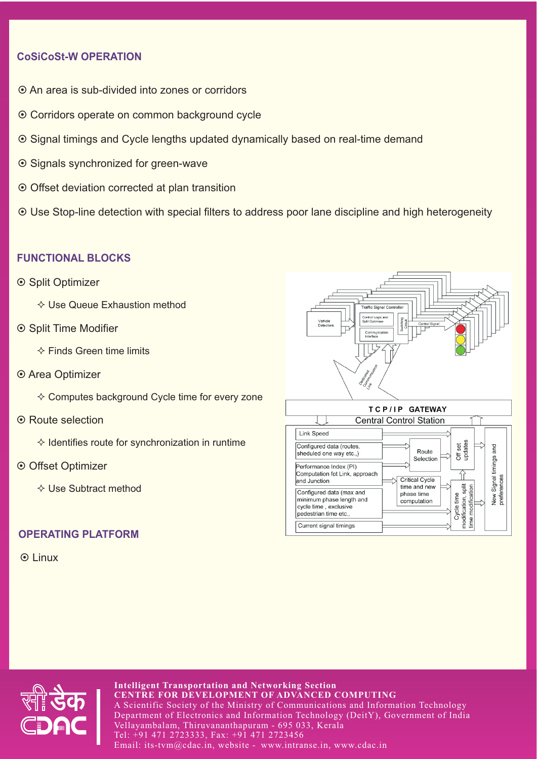## CoSiCoSt-W OPERATION

- An area is sub-divided into zones or corridors
- Corridors operate on common background cycle
- Signal timings and Cycle lengths updated dynamically based on real-time demand
- Signals synchronized for green-wave
- Offset deviation corrected at plan transition
- Use Stop-line detection with special filters to address poor lane discipline and high heterogeneity

## FUNCTIONAL BLOCKS

- Split Optimizer
  - Use Queue Exhaustion method
- Split Time Modifier
  - Finds Green time limits
- Area Optimizer
  - Computes background Cycle time for every zone
- Route selection
  - Identifies route for synchronization in runtime
- Offset Optimizer
  - Use Subtract method

Traffic Signal Controller
Vehicle Detectors
Control Logic and Split Optimiser
Switching Circuit
Control Signal
Communication Interface
Dedicated Communication Link

TCP/IP GATEWAY
Central Control Station

Link Speed
Configured data (routes, sheduled one way etc.,)
Performance Index (PI) Computation fot Link, approach and Junction
Configured data (max and minimum phase length and cycle time , exclusive pedestrian time etc.,
Current signal timings
Route Selection
Critical Cycle time and new phase time computation
Off set updates
Cycle time modification, split time modification
New Signal timings and preferences

## OPERATING PLATFORM

- Linux

**Intelligent Transportation and Networking Section**
**CENTRE FOR DEVELOPMENT OF ADVANCED COMPUTING**
A Scientific Society of the Ministry of Communications and Information Technology
Department of Electronics and Information Technology (DeitY), Government of India
Vellayambalam, Thiruvananthapuram - 695 033, Kerala
Tel: +91 471 2723333, Fax: +91 471 2723456
Email: its-tvm@cdac.in, website - www.intranse.in, www.cdac.in